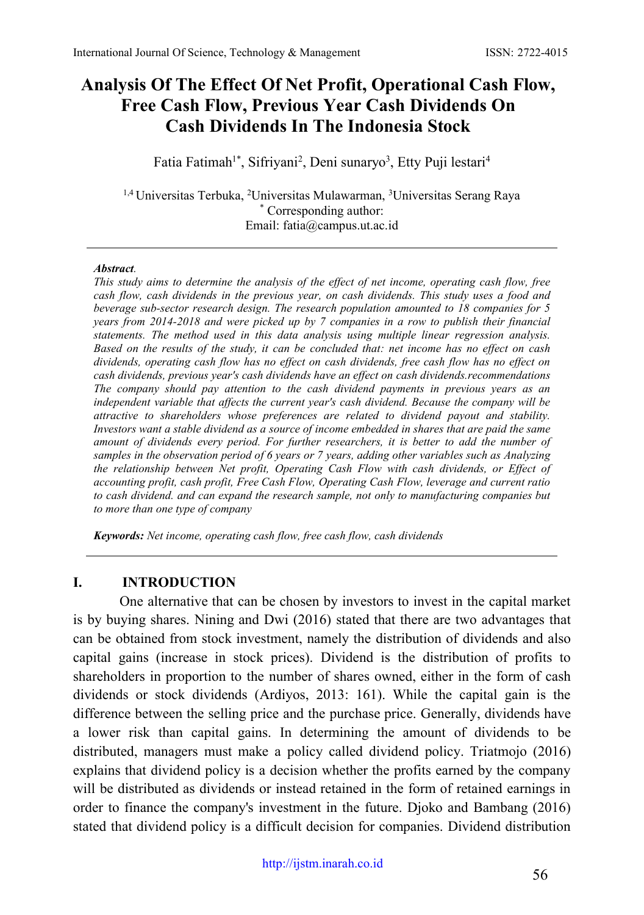# Analysis Of The Effect Of Net Profit, Operational Cash Flow, Free Cash Flow, Previous Year Cash Dividends On Cash Dividends In The Indonesia Stock

Fatia Fatimah[1*], Sifriyani[2], Deni sunaryo[3], Etty Puji lestari[4]

[1,4] Universitas Terbuka, [2]Universitas Mulawarman, [3]Universitas Serang Raya
[*] Corresponding author:
Email: fatia@campus.ut.ac.id

***Abstract**.*
*This study aims to determine the analysis of the effect of net income, operating cash flow, free cash flow, cash dividends in the previous year, on cash dividends. This study uses a food and beverage sub-sector research design. The research population amounted to 18 companies for 5 years from 2014-2018 and were picked up by 7 companies in a row to publish their financial statements. The method used in this data analysis using multiple linear regression analysis. Based on the results of the study, it can be concluded that: net income has no effect on cash dividends, operating cash flow has no effect on cash dividends, free cash flow has no effect on cash dividends, previous year's cash dividends have an effect on cash dividends.recommendations The company should pay attention to the cash dividend payments in previous years as an independent variable that affects the current year's cash dividend. Because the company will be attractive to shareholders whose preferences are related to dividend payout and stability. Investors want a stable dividend as a source of income embedded in shares that are paid the same amount of dividends every period. For further researchers, it is better to add the number of samples in the observation period of 6 years or 7 years, adding other variables such as Analyzing the relationship between Net profit, Operating Cash Flow with cash dividends, or Effect of accounting profit, cash profit, Free Cash Flow, Operating Cash Flow, leverage and current ratio to cash dividend. and can expand the research sample, not only to manufacturing companies but to more than one type of company*

***Keywords:*** *Net income, operating cash flow, free cash flow, cash dividends*

## I. INTRODUCTION

One alternative that can be chosen by investors to invest in the capital market is by buying shares. Nining and Dwi (2016) stated that there are two advantages that can be obtained from stock investment, namely the distribution of dividends and also capital gains (increase in stock prices). Dividend is the distribution of profits to shareholders in proportion to the number of shares owned, either in the form of cash dividends or stock dividends (Ardiyos, 2013: 161). While the capital gain is the difference between the selling price and the purchase price. Generally, dividends have a lower risk than capital gains. In determining the amount of dividends to be distributed, managers must make a policy called dividend policy. Triatmojo (2016) explains that dividend policy is a decision whether the profits earned by the company will be distributed as dividends or instead retained in the form of retained earnings in order to finance the company's investment in the future. Djoko and Bambang (2016) stated that dividend policy is a difficult decision for companies. Dividend distribution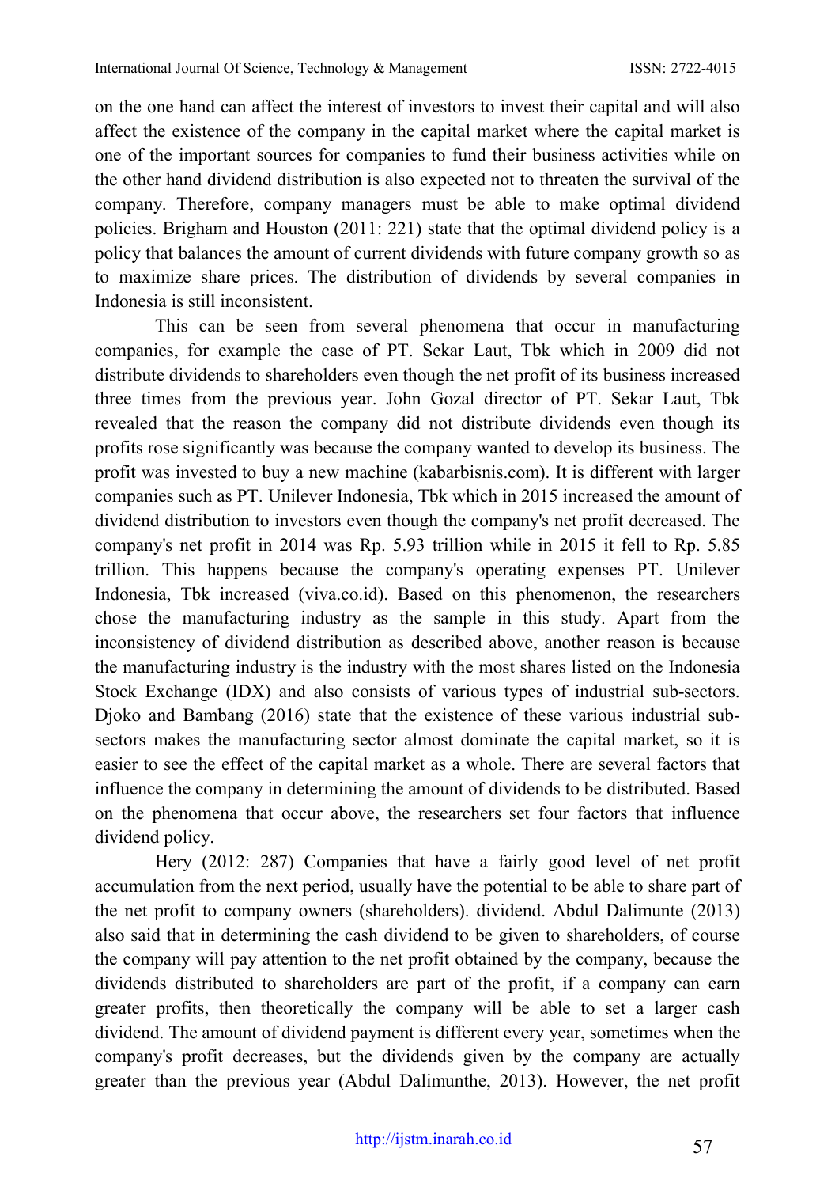on the one hand can affect the interest of investors to invest their capital and will also affect the existence of the company in the capital market where the capital market is one of the important sources for companies to fund their business activities while on the other hand dividend distribution is also expected not to threaten the survival of the company. Therefore, company managers must be able to make optimal dividend policies. Brigham and Houston (2011: 221) state that the optimal dividend policy is a policy that balances the amount of current dividends with future company growth so as to maximize share prices. The distribution of dividends by several companies in Indonesia is still inconsistent.

This can be seen from several phenomena that occur in manufacturing companies, for example the case of PT. Sekar Laut, Tbk which in 2009 did not distribute dividends to shareholders even though the net profit of its business increased three times from the previous year. John Gozal director of PT. Sekar Laut, Tbk revealed that the reason the company did not distribute dividends even though its profits rose significantly was because the company wanted to develop its business. The profit was invested to buy a new machine (kabarbisnis.com). It is different with larger companies such as PT. Unilever Indonesia, Tbk which in 2015 increased the amount of dividend distribution to investors even though the company's net profit decreased. The company's net profit in 2014 was Rp. 5.93 trillion while in 2015 it fell to Rp. 5.85 trillion. This happens because the company's operating expenses PT. Unilever Indonesia, Tbk increased (viva.co.id). Based on this phenomenon, the researchers chose the manufacturing industry as the sample in this study. Apart from the inconsistency of dividend distribution as described above, another reason is because the manufacturing industry is the industry with the most shares listed on the Indonesia Stock Exchange (IDX) and also consists of various types of industrial sub-sectors. Djoko and Bambang (2016) state that the existence of these various industrial sub-sectors makes the manufacturing sector almost dominate the capital market, so it is easier to see the effect of the capital market as a whole. There are several factors that influence the company in determining the amount of dividends to be distributed. Based on the phenomena that occur above, the researchers set four factors that influence dividend policy.

Hery (2012: 287) Companies that have a fairly good level of net profit accumulation from the next period, usually have the potential to be able to share part of the net profit to company owners (shareholders). dividend. Abdul Dalimunte (2013) also said that in determining the cash dividend to be given to shareholders, of course the company will pay attention to the net profit obtained by the company, because the dividends distributed to shareholders are part of the profit, if a company can earn greater profits, then theoretically the company will be able to set a larger cash dividend. The amount of dividend payment is different every year, sometimes when the company's profit decreases, but the dividends given by the company are actually greater than the previous year (Abdul Dalimunthe, 2013). However, the net profit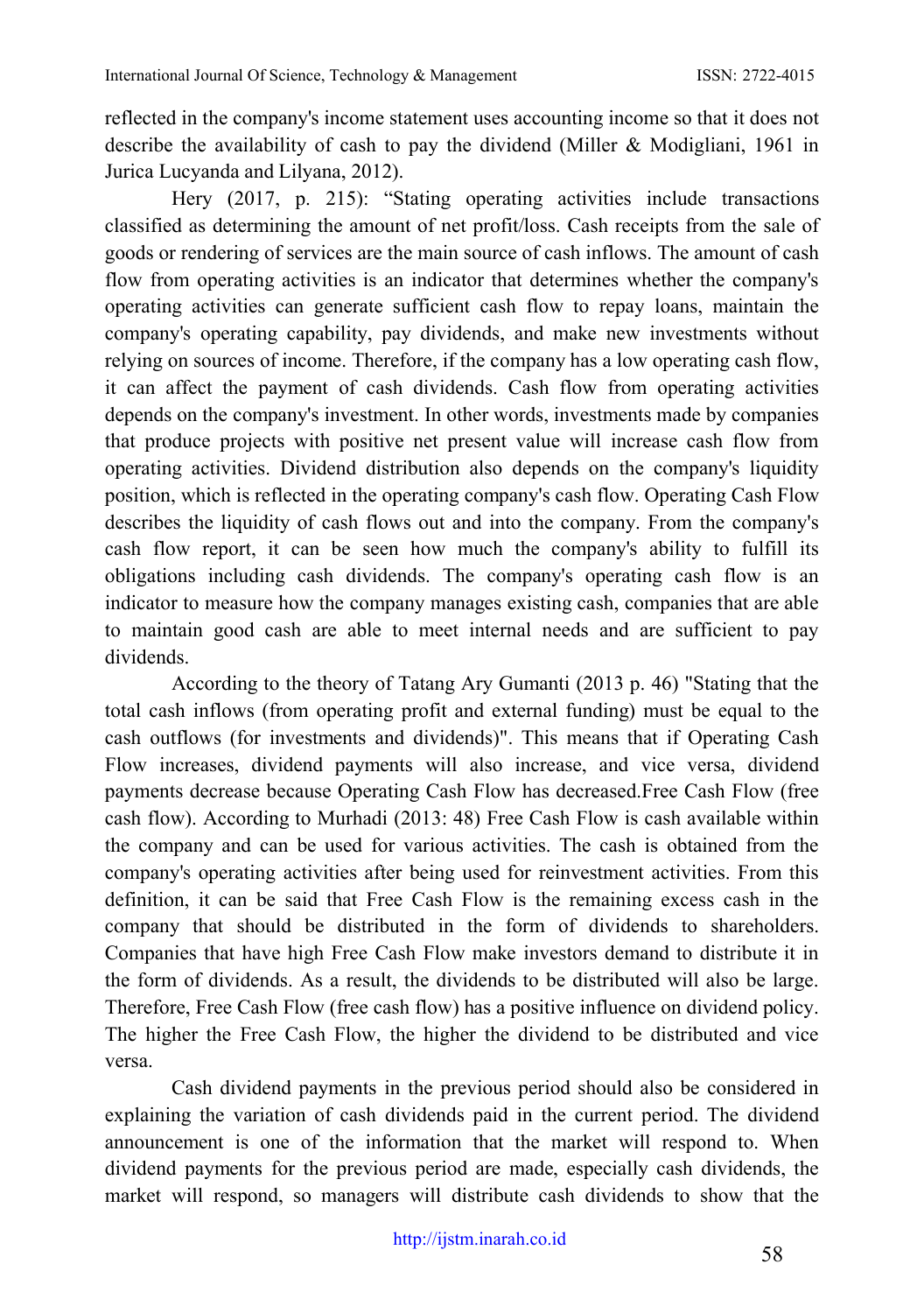reflected in the company's income statement uses accounting income so that it does not describe the availability of cash to pay the dividend (Miller & Modigliani, 1961 in Jurica Lucyanda and Lilyana, 2012).

Hery (2017, p. 215): "Stating operating activities include transactions classified as determining the amount of net profit/loss. Cash receipts from the sale of goods or rendering of services are the main source of cash inflows. The amount of cash flow from operating activities is an indicator that determines whether the company's operating activities can generate sufficient cash flow to repay loans, maintain the company's operating capability, pay dividends, and make new investments without relying on sources of income. Therefore, if the company has a low operating cash flow, it can affect the payment of cash dividends. Cash flow from operating activities depends on the company's investment. In other words, investments made by companies that produce projects with positive net present value will increase cash flow from operating activities. Dividend distribution also depends on the company's liquidity position, which is reflected in the operating company's cash flow. Operating Cash Flow describes the liquidity of cash flows out and into the company. From the company's cash flow report, it can be seen how much the company's ability to fulfill its obligations including cash dividends. The company's operating cash flow is an indicator to measure how the company manages existing cash, companies that are able to maintain good cash are able to meet internal needs and are sufficient to pay dividends.

According to the theory of Tatang Ary Gumanti (2013 p. 46) "Stating that the total cash inflows (from operating profit and external funding) must be equal to the cash outflows (for investments and dividends)". This means that if Operating Cash Flow increases, dividend payments will also increase, and vice versa, dividend payments decrease because Operating Cash Flow has decreased.Free Cash Flow (free cash flow). According to Murhadi (2013: 48) Free Cash Flow is cash available within the company and can be used for various activities. The cash is obtained from the company's operating activities after being used for reinvestment activities. From this definition, it can be said that Free Cash Flow is the remaining excess cash in the company that should be distributed in the form of dividends to shareholders. Companies that have high Free Cash Flow make investors demand to distribute it in the form of dividends. As a result, the dividends to be distributed will also be large. Therefore, Free Cash Flow (free cash flow) has a positive influence on dividend policy. The higher the Free Cash Flow, the higher the dividend to be distributed and vice versa.

Cash dividend payments in the previous period should also be considered in explaining the variation of cash dividends paid in the current period. The dividend announcement is one of the information that the market will respond to. When dividend payments for the previous period are made, especially cash dividends, the market will respond, so managers will distribute cash dividends to show that the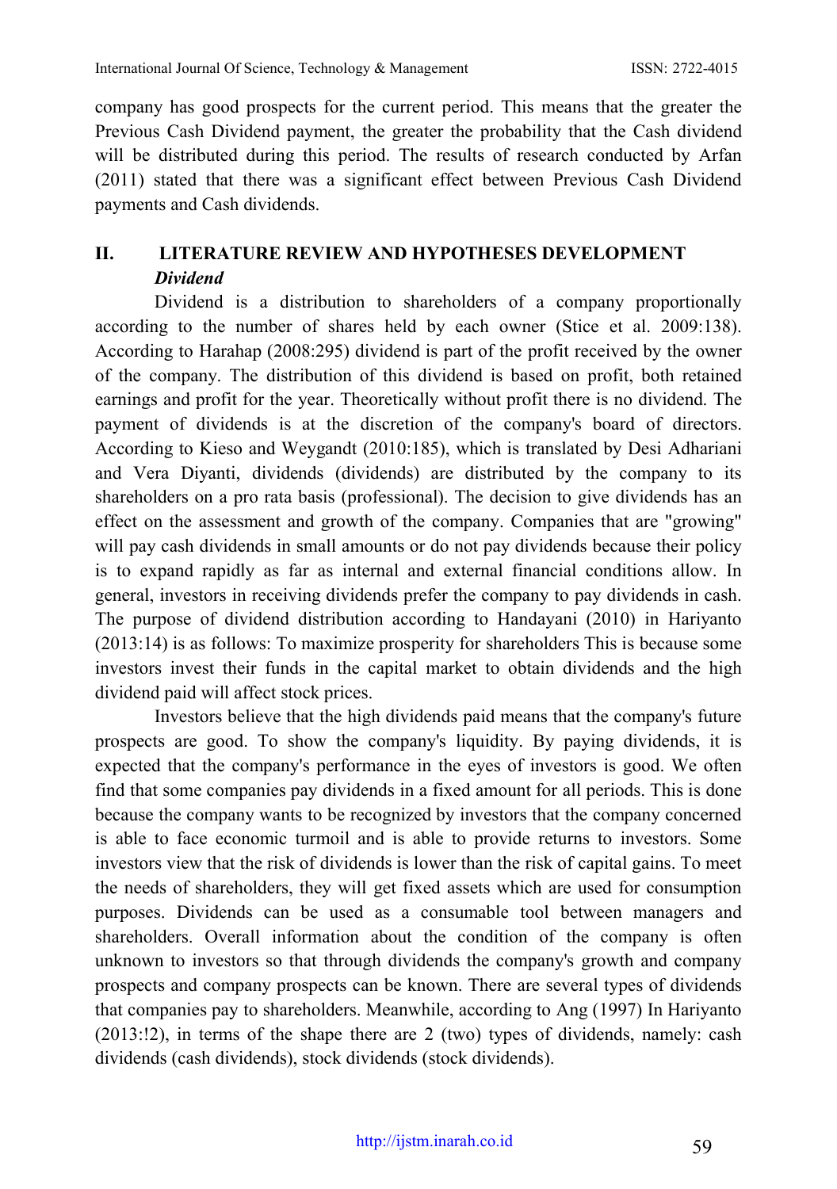company has good prospects for the current period. This means that the greater the Previous Cash Dividend payment, the greater the probability that the Cash dividend will be distributed during this period. The results of research conducted by Arfan (2011) stated that there was a significant effect between Previous Cash Dividend payments and Cash dividends.

## II. LITERATURE REVIEW AND HYPOTHESES DEVELOPMENT

### *Dividend*

Dividend is a distribution to shareholders of a company proportionally according to the number of shares held by each owner (Stice et al. 2009:138). According to Harahap (2008:295) dividend is part of the profit received by the owner of the company. The distribution of this dividend is based on profit, both retained earnings and profit for the year. Theoretically without profit there is no dividend. The payment of dividends is at the discretion of the company's board of directors. According to Kieso and Weygandt (2010:185), which is translated by Desi Adhariani and Vera Diyanti, dividends (dividends) are distributed by the company to its shareholders on a pro rata basis (professional). The decision to give dividends has an effect on the assessment and growth of the company. Companies that are "growing" will pay cash dividends in small amounts or do not pay dividends because their policy is to expand rapidly as far as internal and external financial conditions allow. In general, investors in receiving dividends prefer the company to pay dividends in cash. The purpose of dividend distribution according to Handayani (2010) in Hariyanto (2013:14) is as follows: To maximize prosperity for shareholders This is because some investors invest their funds in the capital market to obtain dividends and the high dividend paid will affect stock prices.

Investors believe that the high dividends paid means that the company's future prospects are good. To show the company's liquidity. By paying dividends, it is expected that the company's performance in the eyes of investors is good. We often find that some companies pay dividends in a fixed amount for all periods. This is done because the company wants to be recognized by investors that the company concerned is able to face economic turmoil and is able to provide returns to investors. Some investors view that the risk of dividends is lower than the risk of capital gains. To meet the needs of shareholders, they will get fixed assets which are used for consumption purposes. Dividends can be used as a consumable tool between managers and shareholders. Overall information about the condition of the company is often unknown to investors so that through dividends the company's growth and company prospects and company prospects can be known. There are several types of dividends that companies pay to shareholders. Meanwhile, according to Ang (1997) In Hariyanto (2013:!2), in terms of the shape there are 2 (two) types of dividends, namely: cash dividends (cash dividends), stock dividends (stock dividends).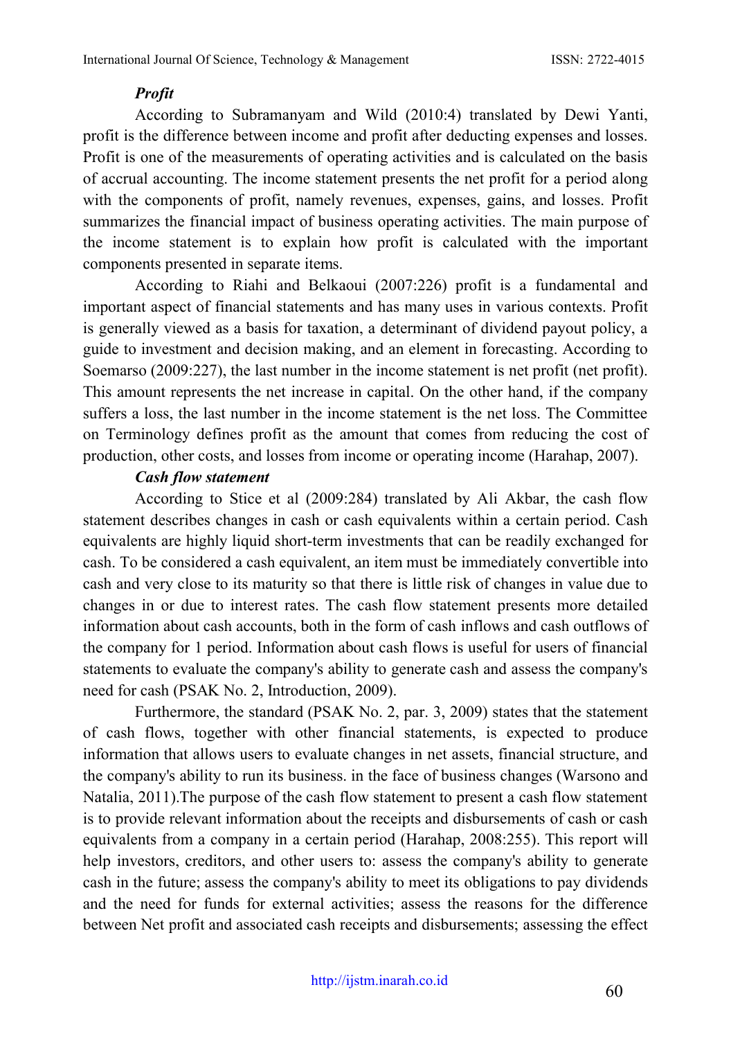### *Profit*

According to Subramanyam and Wild (2010:4) translated by Dewi Yanti, profit is the difference between income and profit after deducting expenses and losses. Profit is one of the measurements of operating activities and is calculated on the basis of accrual accounting. The income statement presents the net profit for a period along with the components of profit, namely revenues, expenses, gains, and losses. Profit summarizes the financial impact of business operating activities. The main purpose of the income statement is to explain how profit is calculated with the important components presented in separate items.

According to Riahi and Belkaoui (2007:226) profit is a fundamental and important aspect of financial statements and has many uses in various contexts. Profit is generally viewed as a basis for taxation, a determinant of dividend payout policy, a guide to investment and decision making, and an element in forecasting. According to Soemarso (2009:227), the last number in the income statement is net profit (net profit). This amount represents the net increase in capital. On the other hand, if the company suffers a loss, the last number in the income statement is the net loss. The Committee on Terminology defines profit as the amount that comes from reducing the cost of production, other costs, and losses from income or operating income (Harahap, 2007).

### *Cash flow statement*

According to Stice et al (2009:284) translated by Ali Akbar, the cash flow statement describes changes in cash or cash equivalents within a certain period. Cash equivalents are highly liquid short-term investments that can be readily exchanged for cash. To be considered a cash equivalent, an item must be immediately convertible into cash and very close to its maturity so that there is little risk of changes in value due to changes in or due to interest rates. The cash flow statement presents more detailed information about cash accounts, both in the form of cash inflows and cash outflows of the company for 1 period. Information about cash flows is useful for users of financial statements to evaluate the company's ability to generate cash and assess the company's need for cash (PSAK No. 2, Introduction, 2009).

Furthermore, the standard (PSAK No. 2, par. 3, 2009) states that the statement of cash flows, together with other financial statements, is expected to produce information that allows users to evaluate changes in net assets, financial structure, and the company's ability to run its business. in the face of business changes (Warsono and Natalia, 2011).The purpose of the cash flow statement to present a cash flow statement is to provide relevant information about the receipts and disbursements of cash or cash equivalents from a company in a certain period (Harahap, 2008:255). This report will help investors, creditors, and other users to: assess the company's ability to generate cash in the future; assess the company's ability to meet its obligations to pay dividends and the need for funds for external activities; assess the reasons for the difference between Net profit and associated cash receipts and disbursements; assessing the effect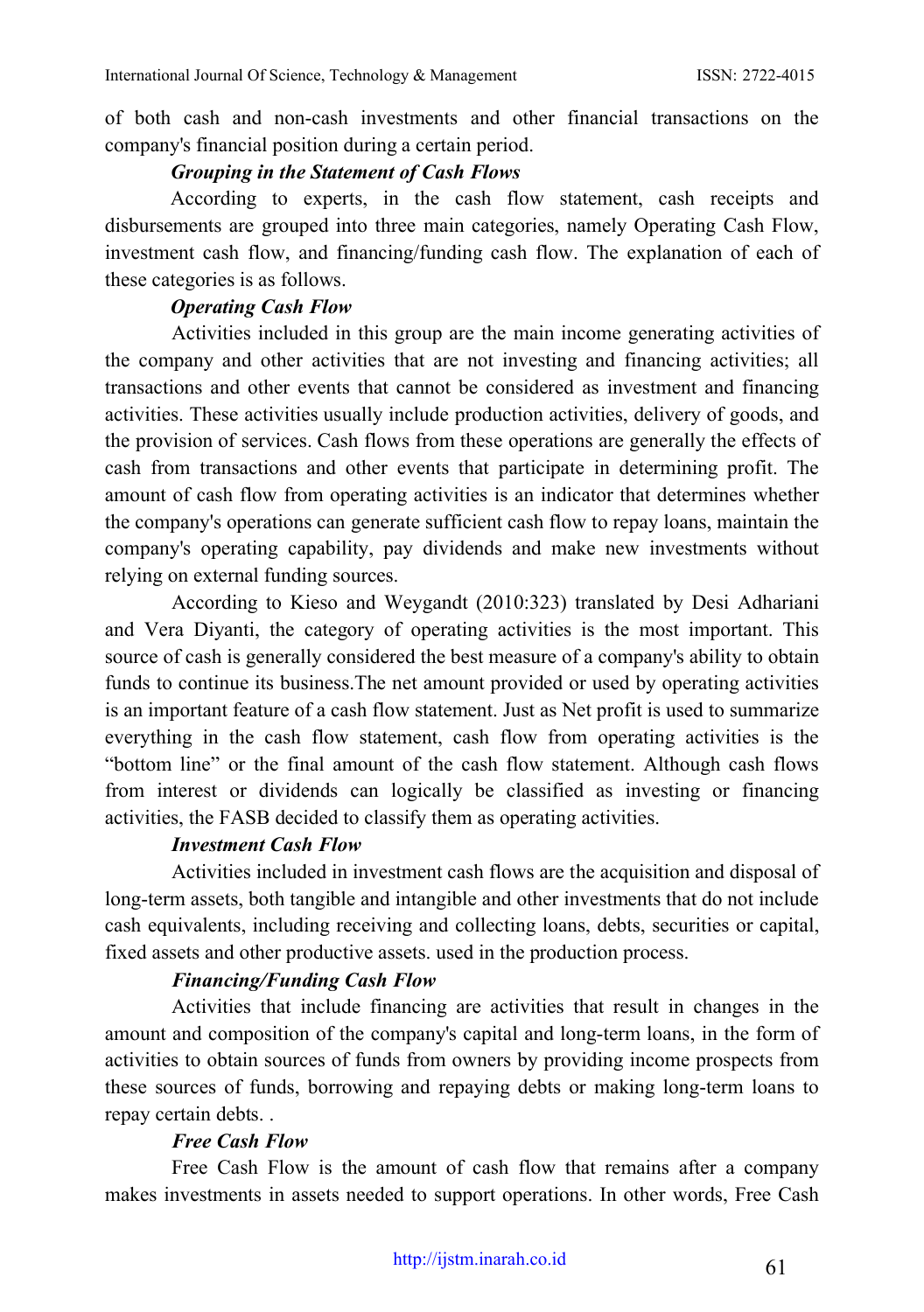of both cash and non-cash investments and other financial transactions on the company's financial position during a certain period.

***Grouping in the Statement of Cash Flows***

According to experts, in the cash flow statement, cash receipts and disbursements are grouped into three main categories, namely Operating Cash Flow, investment cash flow, and financing/funding cash flow. The explanation of each of these categories is as follows.

***Operating Cash Flow***

Activities included in this group are the main income generating activities of the company and other activities that are not investing and financing activities; all transactions and other events that cannot be considered as investment and financing activities. These activities usually include production activities, delivery of goods, and the provision of services. Cash flows from these operations are generally the effects of cash from transactions and other events that participate in determining profit. The amount of cash flow from operating activities is an indicator that determines whether the company's operations can generate sufficient cash flow to repay loans, maintain the company's operating capability, pay dividends and make new investments without relying on external funding sources.

According to Kieso and Weygandt (2010:323) translated by Desi Adhariani and Vera Diyanti, the category of operating activities is the most important. This source of cash is generally considered the best measure of a company's ability to obtain funds to continue its business.The net amount provided or used by operating activities is an important feature of a cash flow statement. Just as Net profit is used to summarize everything in the cash flow statement, cash flow from operating activities is the "bottom line" or the final amount of the cash flow statement. Although cash flows from interest or dividends can logically be classified as investing or financing activities, the FASB decided to classify them as operating activities.

***Investment Cash Flow***

Activities included in investment cash flows are the acquisition and disposal of long-term assets, both tangible and intangible and other investments that do not include cash equivalents, including receiving and collecting loans, debts, securities or capital, fixed assets and other productive assets. used in the production process.

***Financing/Funding Cash Flow***

Activities that include financing are activities that result in changes in the amount and composition of the company's capital and long-term loans, in the form of activities to obtain sources of funds from owners by providing income prospects from these sources of funds, borrowing and repaying debts or making long-term loans to repay certain debts. .

***Free Cash Flow***

Free Cash Flow is the amount of cash flow that remains after a company makes investments in assets needed to support operations. In other words, Free Cash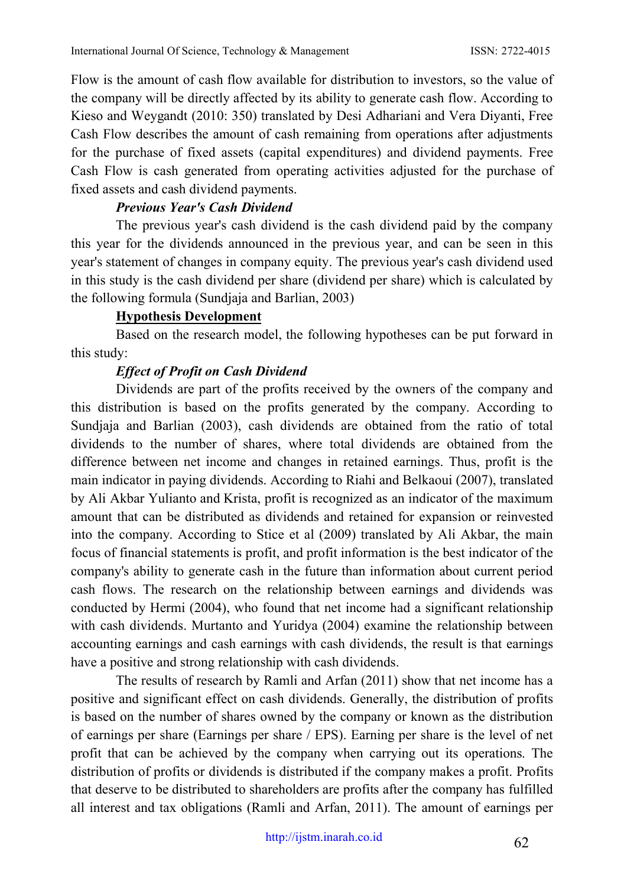Flow is the amount of cash flow available for distribution to investors, so the value of the company will be directly affected by its ability to generate cash flow. According to Kieso and Weygandt (2010: 350) translated by Desi Adhariani and Vera Diyanti, Free Cash Flow describes the amount of cash remaining from operations after adjustments for the purchase of fixed assets (capital expenditures) and dividend payments. Free Cash Flow is cash generated from operating activities adjusted for the purchase of fixed assets and cash dividend payments.

***Previous Year's Cash Dividend***

The previous year's cash dividend is the cash dividend paid by the company this year for the dividends announced in the previous year, and can be seen in this year's statement of changes in company equity. The previous year's cash dividend used in this study is the cash dividend per share (dividend per share) which is calculated by the following formula (Sundjaja and Barlian, 2003)

**Hypothesis Development**

Based on the research model, the following hypotheses can be put forward in this study:

***Effect of Profit on Cash Dividend***

Dividends are part of the profits received by the owners of the company and this distribution is based on the profits generated by the company. According to Sundjaja and Barlian (2003), cash dividends are obtained from the ratio of total dividends to the number of shares, where total dividends are obtained from the difference between net income and changes in retained earnings. Thus, profit is the main indicator in paying dividends. According to Riahi and Belkaoui (2007), translated by Ali Akbar Yulianto and Krista, profit is recognized as an indicator of the maximum amount that can be distributed as dividends and retained for expansion or reinvested into the company. According to Stice et al (2009) translated by Ali Akbar, the main focus of financial statements is profit, and profit information is the best indicator of the company's ability to generate cash in the future than information about current period cash flows. The research on the relationship between earnings and dividends was conducted by Hermi (2004), who found that net income had a significant relationship with cash dividends. Murtanto and Yuridya (2004) examine the relationship between accounting earnings and cash earnings with cash dividends, the result is that earnings have a positive and strong relationship with cash dividends.

The results of research by Ramli and Arfan (2011) show that net income has a positive and significant effect on cash dividends. Generally, the distribution of profits is based on the number of shares owned by the company or known as the distribution of earnings per share (Earnings per share / EPS). Earning per share is the level of net profit that can be achieved by the company when carrying out its operations. The distribution of profits or dividends is distributed if the company makes a profit. Profits that deserve to be distributed to shareholders are profits after the company has fulfilled all interest and tax obligations (Ramli and Arfan, 2011). The amount of earnings per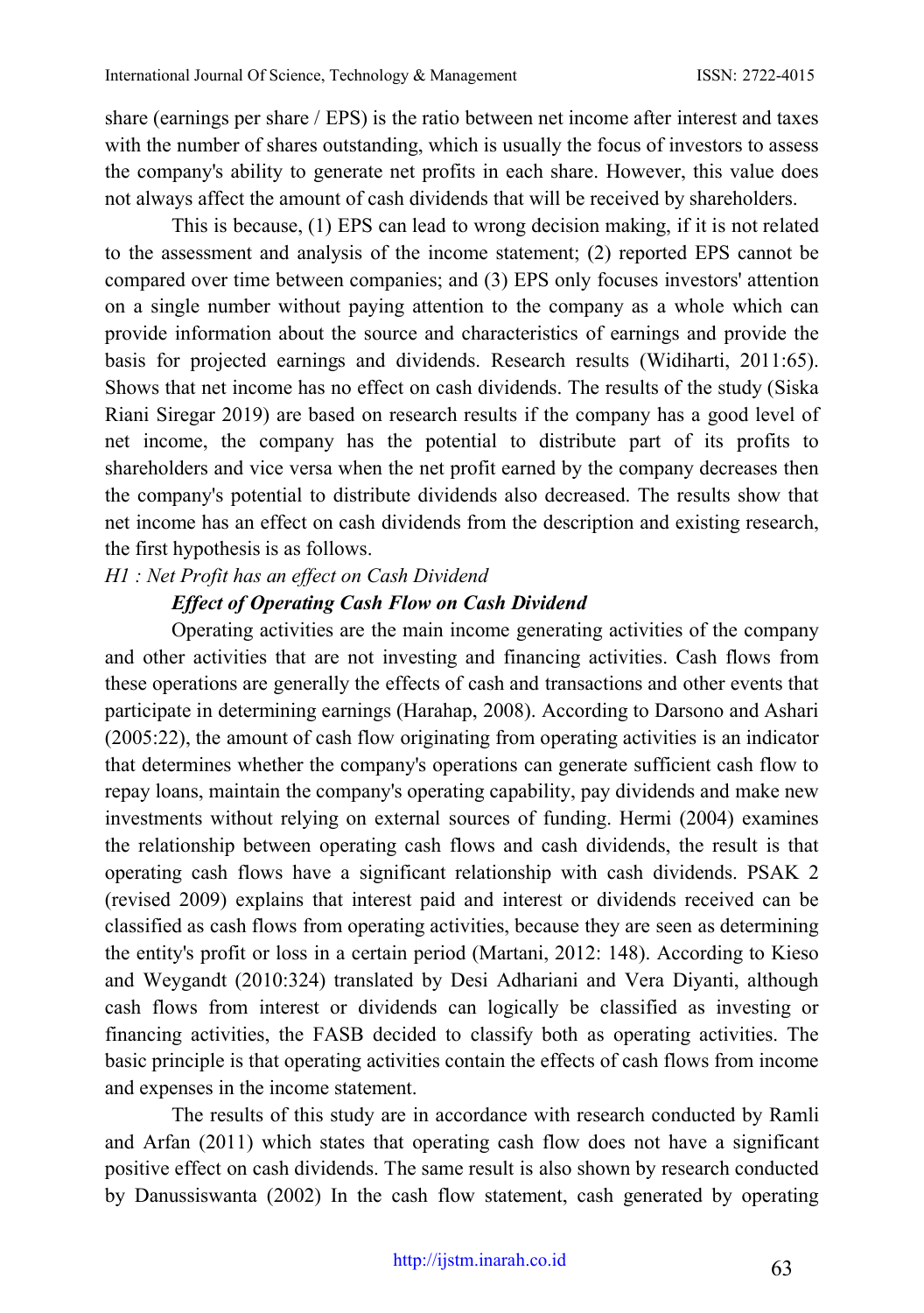share (earnings per share / EPS) is the ratio between net income after interest and taxes with the number of shares outstanding, which is usually the focus of investors to assess the company's ability to generate net profits in each share. However, this value does not always affect the amount of cash dividends that will be received by shareholders.

This is because, (1) EPS can lead to wrong decision making, if it is not related to the assessment and analysis of the income statement; (2) reported EPS cannot be compared over time between companies; and (3) EPS only focuses investors' attention on a single number without paying attention to the company as a whole which can provide information about the source and characteristics of earnings and provide the basis for projected earnings and dividends. Research results (Widiharti, 2011:65). Shows that net income has no effect on cash dividends. The results of the study (Siska Riani Siregar 2019) are based on research results if the company has a good level of net income, the company has the potential to distribute part of its profits to shareholders and vice versa when the net profit earned by the company decreases then the company's potential to distribute dividends also decreased. The results show that net income has an effect on cash dividends from the description and existing research, the first hypothesis is as follows.

*H1 : Net Profit has an effect on Cash Dividend*

***Effect of Operating Cash Flow on Cash Dividend***

Operating activities are the main income generating activities of the company and other activities that are not investing and financing activities. Cash flows from these operations are generally the effects of cash and transactions and other events that participate in determining earnings (Harahap, 2008). According to Darsono and Ashari (2005:22), the amount of cash flow originating from operating activities is an indicator that determines whether the company's operations can generate sufficient cash flow to repay loans, maintain the company's operating capability, pay dividends and make new investments without relying on external sources of funding. Hermi (2004) examines the relationship between operating cash flows and cash dividends, the result is that operating cash flows have a significant relationship with cash dividends. PSAK 2 (revised 2009) explains that interest paid and interest or dividends received can be classified as cash flows from operating activities, because they are seen as determining the entity's profit or loss in a certain period (Martani, 2012: 148). According to Kieso and Weygandt (2010:324) translated by Desi Adhariani and Vera Diyanti, although cash flows from interest or dividends can logically be classified as investing or financing activities, the FASB decided to classify both as operating activities. The basic principle is that operating activities contain the effects of cash flows from income and expenses in the income statement.

The results of this study are in accordance with research conducted by Ramli and Arfan (2011) which states that operating cash flow does not have a significant positive effect on cash dividends. The same result is also shown by research conducted by Danussiswanta (2002) In the cash flow statement, cash generated by operating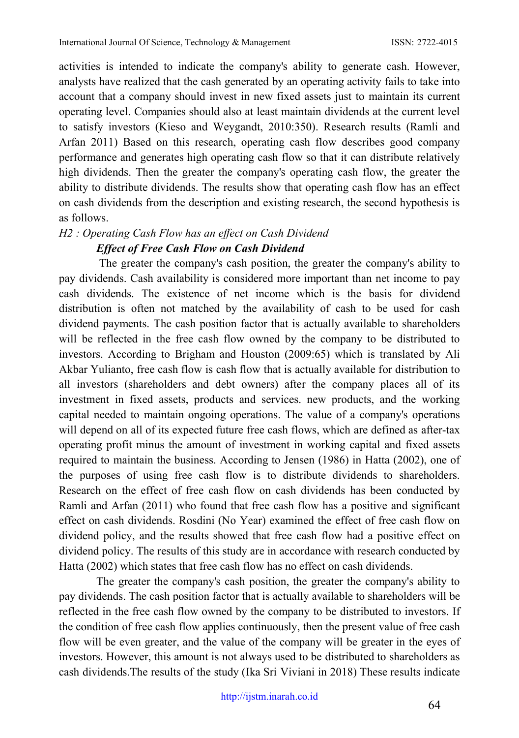activities is intended to indicate the company's ability to generate cash. However, analysts have realized that the cash generated by an operating activity fails to take into account that a company should invest in new fixed assets just to maintain its current operating level. Companies should also at least maintain dividends at the current level to satisfy investors (Kieso and Weygandt, 2010:350). Research results (Ramli and Arfan 2011) Based on this research, operating cash flow describes good company performance and generates high operating cash flow so that it can distribute relatively high dividends. Then the greater the company's operating cash flow, the greater the ability to distribute dividends. The results show that operating cash flow has an effect on cash dividends from the description and existing research, the second hypothesis is as follows.

*H2 : Operating Cash Flow has an effect on Cash Dividend*

***Effect of Free Cash Flow on Cash Dividend***

The greater the company's cash position, the greater the company's ability to pay dividends. Cash availability is considered more important than net income to pay cash dividends. The existence of net income which is the basis for dividend distribution is often not matched by the availability of cash to be used for cash dividend payments. The cash position factor that is actually available to shareholders will be reflected in the free cash flow owned by the company to be distributed to investors. According to Brigham and Houston (2009:65) which is translated by Ali Akbar Yulianto, free cash flow is cash flow that is actually available for distribution to all investors (shareholders and debt owners) after the company places all of its investment in fixed assets, products and services. new products, and the working capital needed to maintain ongoing operations. The value of a company's operations will depend on all of its expected future free cash flows, which are defined as after-tax operating profit minus the amount of investment in working capital and fixed assets required to maintain the business. According to Jensen (1986) in Hatta (2002), one of the purposes of using free cash flow is to distribute dividends to shareholders. Research on the effect of free cash flow on cash dividends has been conducted by Ramli and Arfan (2011) who found that free cash flow has a positive and significant effect on cash dividends. Rosdini (No Year) examined the effect of free cash flow on dividend policy, and the results showed that free cash flow had a positive effect on dividend policy. The results of this study are in accordance with research conducted by Hatta (2002) which states that free cash flow has no effect on cash dividends.

The greater the company's cash position, the greater the company's ability to pay dividends. The cash position factor that is actually available to shareholders will be reflected in the free cash flow owned by the company to be distributed to investors. If the condition of free cash flow applies continuously, then the present value of free cash flow will be even greater, and the value of the company will be greater in the eyes of investors. However, this amount is not always used to be distributed to shareholders as cash dividends.The results of the study (Ika Sri Viviani in 2018) These results indicate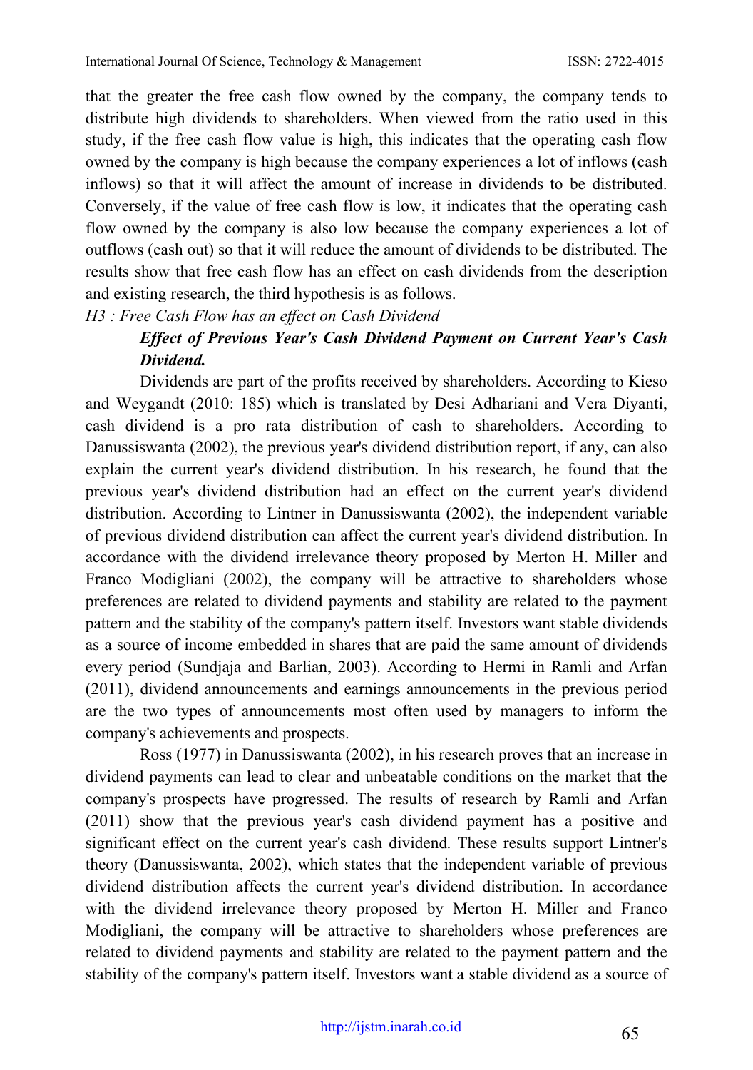that the greater the free cash flow owned by the company, the company tends to distribute high dividends to shareholders. When viewed from the ratio used in this study, if the free cash flow value is high, this indicates that the operating cash flow owned by the company is high because the company experiences a lot of inflows (cash inflows) so that it will affect the amount of increase in dividends to be distributed. Conversely, if the value of free cash flow is low, it indicates that the operating cash flow owned by the company is also low because the company experiences a lot of outflows (cash out) so that it will reduce the amount of dividends to be distributed. The results show that free cash flow has an effect on cash dividends from the description and existing research, the third hypothesis is as follows.

*H3 : Free Cash Flow has an effect on Cash Dividend*

***Effect of Previous Year's Cash Dividend Payment on Current Year's Cash Dividend.***

Dividends are part of the profits received by shareholders. According to Kieso and Weygandt (2010: 185) which is translated by Desi Adhariani and Vera Diyanti, cash dividend is a pro rata distribution of cash to shareholders. According to Danussiswanta (2002), the previous year's dividend distribution report, if any, can also explain the current year's dividend distribution. In his research, he found that the previous year's dividend distribution had an effect on the current year's dividend distribution. According to Lintner in Danussiswanta (2002), the independent variable of previous dividend distribution can affect the current year's dividend distribution. In accordance with the dividend irrelevance theory proposed by Merton H. Miller and Franco Modigliani (2002), the company will be attractive to shareholders whose preferences are related to dividend payments and stability are related to the payment pattern and the stability of the company's pattern itself. Investors want stable dividends as a source of income embedded in shares that are paid the same amount of dividends every period (Sundjaja and Barlian, 2003). According to Hermi in Ramli and Arfan (2011), dividend announcements and earnings announcements in the previous period are the two types of announcements most often used by managers to inform the company's achievements and prospects.

Ross (1977) in Danussiswanta (2002), in his research proves that an increase in dividend payments can lead to clear and unbeatable conditions on the market that the company's prospects have progressed. The results of research by Ramli and Arfan (2011) show that the previous year's cash dividend payment has a positive and significant effect on the current year's cash dividend. These results support Lintner's theory (Danussiswanta, 2002), which states that the independent variable of previous dividend distribution affects the current year's dividend distribution. In accordance with the dividend irrelevance theory proposed by Merton H. Miller and Franco Modigliani, the company will be attractive to shareholders whose preferences are related to dividend payments and stability are related to the payment pattern and the stability of the company's pattern itself. Investors want a stable dividend as a source of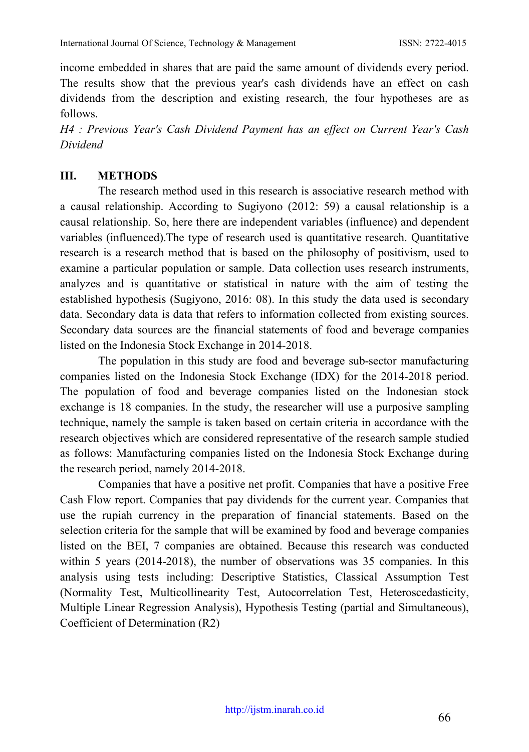income embedded in shares that are paid the same amount of dividends every period. The results show that the previous year's cash dividends have an effect on cash dividends from the description and existing research, the four hypotheses are as follows.

*H4 : Previous Year's Cash Dividend Payment has an effect on Current Year's Cash Dividend*

## III. METHODS

The research method used in this research is associative research method with a causal relationship. According to Sugiyono (2012: 59) a causal relationship is a causal relationship. So, here there are independent variables (influence) and dependent variables (influenced).The type of research used is quantitative research. Quantitative research is a research method that is based on the philosophy of positivism, used to examine a particular population or sample. Data collection uses research instruments, analyzes and is quantitative or statistical in nature with the aim of testing the established hypothesis (Sugiyono, 2016: 08). In this study the data used is secondary data. Secondary data is data that refers to information collected from existing sources. Secondary data sources are the financial statements of food and beverage companies listed on the Indonesia Stock Exchange in 2014-2018.

The population in this study are food and beverage sub-sector manufacturing companies listed on the Indonesia Stock Exchange (IDX) for the 2014-2018 period. The population of food and beverage companies listed on the Indonesian stock exchange is 18 companies. In the study, the researcher will use a purposive sampling technique, namely the sample is taken based on certain criteria in accordance with the research objectives which are considered representative of the research sample studied as follows: Manufacturing companies listed on the Indonesia Stock Exchange during the research period, namely 2014-2018.

Companies that have a positive net profit. Companies that have a positive Free Cash Flow report. Companies that pay dividends for the current year. Companies that use the rupiah currency in the preparation of financial statements. Based on the selection criteria for the sample that will be examined by food and beverage companies listed on the BEI, 7 companies are obtained. Because this research was conducted within 5 years (2014-2018), the number of observations was 35 companies. In this analysis using tests including: Descriptive Statistics, Classical Assumption Test (Normality Test, Multicollinearity Test, Autocorrelation Test, Heteroscedasticity, Multiple Linear Regression Analysis), Hypothesis Testing (partial and Simultaneous), Coefficient of Determination (R2)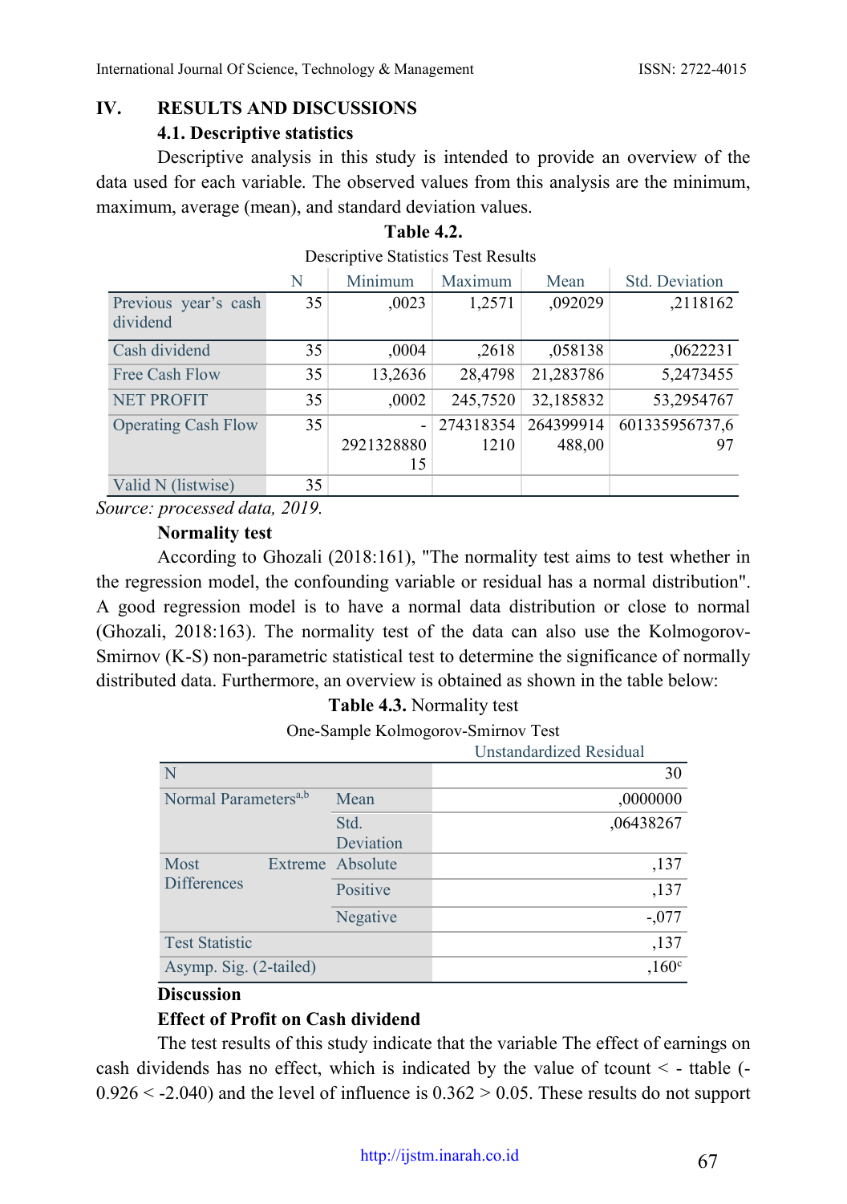# IV. RESULTS AND DISCUSSIONS

## 4.1. Descriptive statistics

Descriptive analysis in this study is intended to provide an overview of the data used for each variable. The observed values from this analysis are the minimum, maximum, average (mean), and standard deviation values.

**Table 4.2.**

Descriptive Statistics Test Results

| | N | Minimum | Maximum | Mean | Std. Deviation |
|---|---|---|---|---|---|
| Previous year's cash dividend | 35 | ,0023 | 1,2571 | ,092029 | ,2118162 |
| Cash dividend | 35 | ,0004 | ,2618 | ,058138 | ,0622231 |
| Free Cash Flow | 35 | 13,2636 | 28,4798 | 21,283786 | 5,2473455 |
| NET PROFIT | 35 | ,0002 | 245,7520 | 32,185832 | 53,2954767 |
| Operating Cash Flow | 35 | -292132888015 | 2743183541210 | 264399914488,00 | 601335956737,697 |
| Valid N (listwise) | 35 | | | | |

*Source: processed data, 2019.*

### Normality test

According to Ghozali (2018:161), "The normality test aims to test whether in the regression model, the confounding variable or residual has a normal distribution". A good regression model is to have a normal data distribution or close to normal (Ghozali, 2018:163). The normality test of the data can also use the Kolmogorov-Smirnov (K-S) non-parametric statistical test to determine the significance of normally distributed data. Furthermore, an overview is obtained as shown in the table below:

**Table 4.3.** Normality test

One-Sample Kolmogorov-Smirnov Test

| | | Unstandardized Residual |
|---|---|---|
| N | | 30 |
| Normal Parameters[a,b] | Mean | ,0000000 |
| | Std. Deviation | ,06438267 |
| Most Extreme Differences | Absolute | ,137 |
| | Positive | ,137 |
| | Negative | -,077 |
| Test Statistic | | ,137 |
| Asymp. Sig. (2-tailed) | | ,160[c] |

### Discussion

#### Effect of Profit on Cash dividend

The test results of this study indicate that the variable The effect of earnings on cash dividends has no effect, which is indicated by the value of tcount < - ttable (-0.926 < -2.040) and the level of influence is 0.362 > 0.05. These results do not support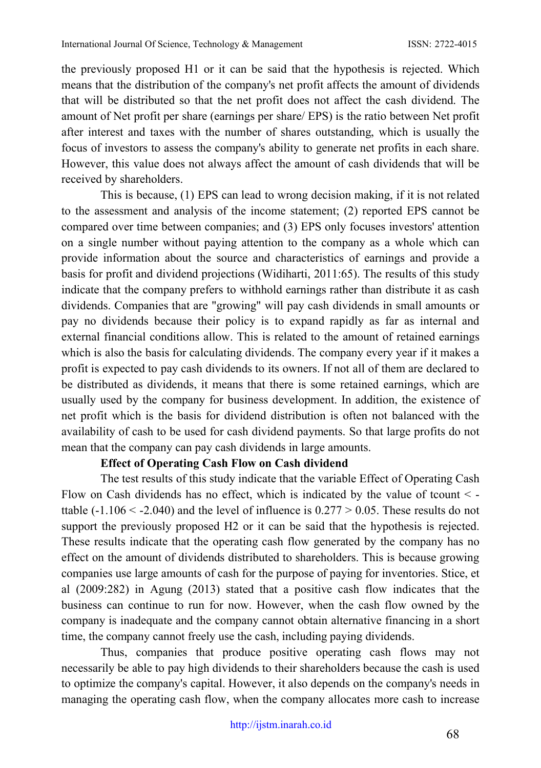the previously proposed H1 or it can be said that the hypothesis is rejected. Which means that the distribution of the company's net profit affects the amount of dividends that will be distributed so that the net profit does not affect the cash dividend. The amount of Net profit per share (earnings per share/ EPS) is the ratio between Net profit after interest and taxes with the number of shares outstanding, which is usually the focus of investors to assess the company's ability to generate net profits in each share. However, this value does not always affect the amount of cash dividends that will be received by shareholders.

This is because, (1) EPS can lead to wrong decision making, if it is not related to the assessment and analysis of the income statement; (2) reported EPS cannot be compared over time between companies; and (3) EPS only focuses investors' attention on a single number without paying attention to the company as a whole which can provide information about the source and characteristics of earnings and provide a basis for profit and dividend projections (Widiharti, 2011:65). The results of this study indicate that the company prefers to withhold earnings rather than distribute it as cash dividends. Companies that are "growing" will pay cash dividends in small amounts or pay no dividends because their policy is to expand rapidly as far as internal and external financial conditions allow. This is related to the amount of retained earnings which is also the basis for calculating dividends. The company every year if it makes a profit is expected to pay cash dividends to its owners. If not all of them are declared to be distributed as dividends, it means that there is some retained earnings, which are usually used by the company for business development. In addition, the existence of net profit which is the basis for dividend distribution is often not balanced with the availability of cash to be used for cash dividend payments. So that large profits do not mean that the company can pay cash dividends in large amounts.

**Effect of Operating Cash Flow on Cash dividend**

The test results of this study indicate that the variable Effect of Operating Cash Flow on Cash dividends has no effect, which is indicated by the value of tcount < -ttable (-1.106 < -2.040) and the level of influence is 0.277 > 0.05. These results do not support the previously proposed H2 or it can be said that the hypothesis is rejected. These results indicate that the operating cash flow generated by the company has no effect on the amount of dividends distributed to shareholders. This is because growing companies use large amounts of cash for the purpose of paying for inventories. Stice, et al (2009:282) in Agung (2013) stated that a positive cash flow indicates that the business can continue to run for now. However, when the cash flow owned by the company is inadequate and the company cannot obtain alternative financing in a short time, the company cannot freely use the cash, including paying dividends.

Thus, companies that produce positive operating cash flows may not necessarily be able to pay high dividends to their shareholders because the cash is used to optimize the company's capital. However, it also depends on the company's needs in managing the operating cash flow, when the company allocates more cash to increase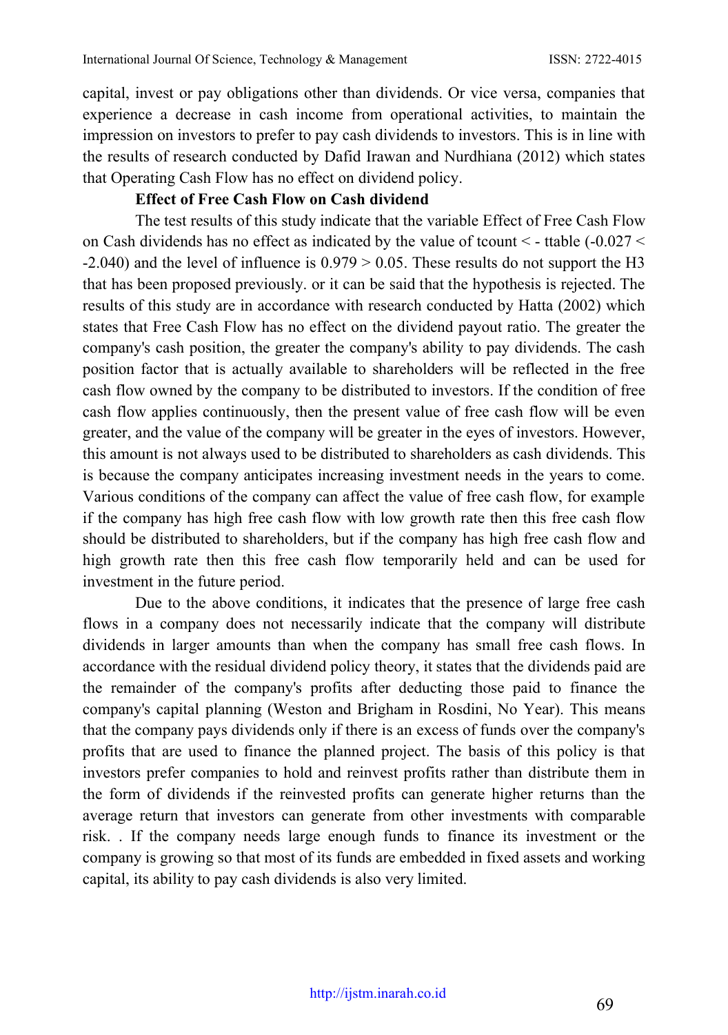capital, invest or pay obligations other than dividends. Or vice versa, companies that experience a decrease in cash income from operational activities, to maintain the impression on investors to prefer to pay cash dividends to investors. This is in line with the results of research conducted by Dafid Irawan and Nurdhiana (2012) which states that Operating Cash Flow has no effect on dividend policy.

**Effect of Free Cash Flow on Cash dividend**

The test results of this study indicate that the variable Effect of Free Cash Flow on Cash dividends has no effect as indicated by the value of tcount < - ttable (-0.027 < -2.040) and the level of influence is 0.979 > 0.05. These results do not support the H3 that has been proposed previously. or it can be said that the hypothesis is rejected. The results of this study are in accordance with research conducted by Hatta (2002) which states that Free Cash Flow has no effect on the dividend payout ratio. The greater the company's cash position, the greater the company's ability to pay dividends. The cash position factor that is actually available to shareholders will be reflected in the free cash flow owned by the company to be distributed to investors. If the condition of free cash flow applies continuously, then the present value of free cash flow will be even greater, and the value of the company will be greater in the eyes of investors. However, this amount is not always used to be distributed to shareholders as cash dividends. This is because the company anticipates increasing investment needs in the years to come. Various conditions of the company can affect the value of free cash flow, for example if the company has high free cash flow with low growth rate then this free cash flow should be distributed to shareholders, but if the company has high free cash flow and high growth rate then this free cash flow temporarily held and can be used for investment in the future period.

Due to the above conditions, it indicates that the presence of large free cash flows in a company does not necessarily indicate that the company will distribute dividends in larger amounts than when the company has small free cash flows. In accordance with the residual dividend policy theory, it states that the dividends paid are the remainder of the company's profits after deducting those paid to finance the company's capital planning (Weston and Brigham in Rosdini, No Year). This means that the company pays dividends only if there is an excess of funds over the company's profits that are used to finance the planned project. The basis of this policy is that investors prefer companies to hold and reinvest profits rather than distribute them in the form of dividends if the reinvested profits can generate higher returns than the average return that investors can generate from other investments with comparable risk. . If the company needs large enough funds to finance its investment or the company is growing so that most of its funds are embedded in fixed assets and working capital, its ability to pay cash dividends is also very limited.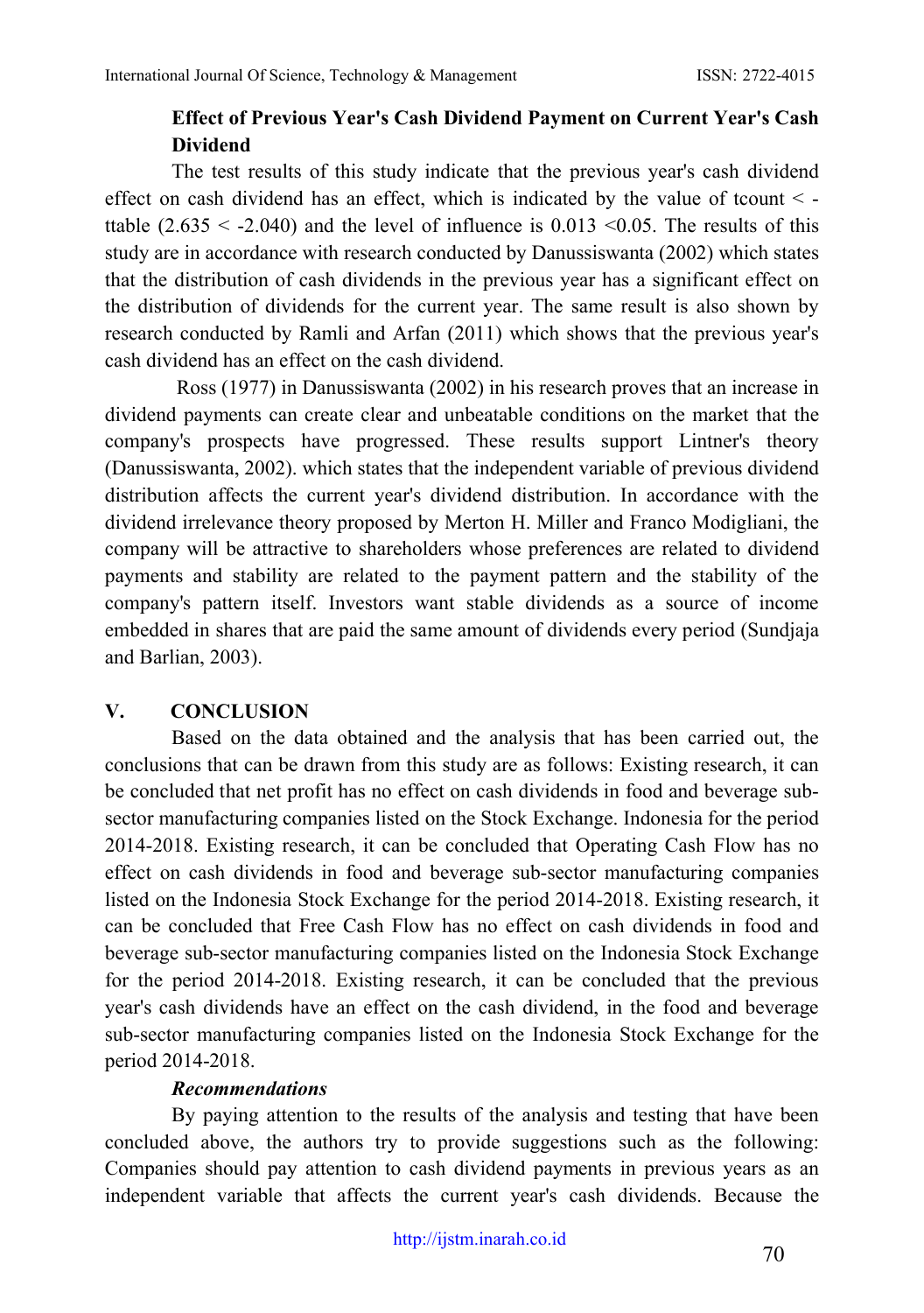**Effect of Previous Year's Cash Dividend Payment on Current Year's Cash Dividend**

The test results of this study indicate that the previous year's cash dividend effect on cash dividend has an effect, which is indicated by the value of tcount < -ttable (2.635 < -2.040) and the level of influence is 0.013 <0.05. The results of this study are in accordance with research conducted by Danussiswanta (2002) which states that the distribution of cash dividends in the previous year has a significant effect on the distribution of dividends for the current year. The same result is also shown by research conducted by Ramli and Arfan (2011) which shows that the previous year's cash dividend has an effect on the cash dividend.

Ross (1977) in Danussiswanta (2002) in his research proves that an increase in dividend payments can create clear and unbeatable conditions on the market that the company's prospects have progressed. These results support Lintner's theory (Danussiswanta, 2002). which states that the independent variable of previous dividend distribution affects the current year's dividend distribution. In accordance with the dividend irrelevance theory proposed by Merton H. Miller and Franco Modigliani, the company will be attractive to shareholders whose preferences are related to dividend payments and stability are related to the payment pattern and the stability of the company's pattern itself. Investors want stable dividends as a source of income embedded in shares that are paid the same amount of dividends every period (Sundjaja and Barlian, 2003).

## V. CONCLUSION

Based on the data obtained and the analysis that has been carried out, the conclusions that can be drawn from this study are as follows: Existing research, it can be concluded that net profit has no effect on cash dividends in food and beverage sub-sector manufacturing companies listed on the Stock Exchange. Indonesia for the period 2014-2018. Existing research, it can be concluded that Operating Cash Flow has no effect on cash dividends in food and beverage sub-sector manufacturing companies listed on the Indonesia Stock Exchange for the period 2014-2018. Existing research, it can be concluded that Free Cash Flow has no effect on cash dividends in food and beverage sub-sector manufacturing companies listed on the Indonesia Stock Exchange for the period 2014-2018. Existing research, it can be concluded that the previous year's cash dividends have an effect on the cash dividend, in the food and beverage sub-sector manufacturing companies listed on the Indonesia Stock Exchange for the period 2014-2018.

***Recommendations***

By paying attention to the results of the analysis and testing that have been concluded above, the authors try to provide suggestions such as the following: Companies should pay attention to cash dividend payments in previous years as an independent variable that affects the current year's cash dividends. Because the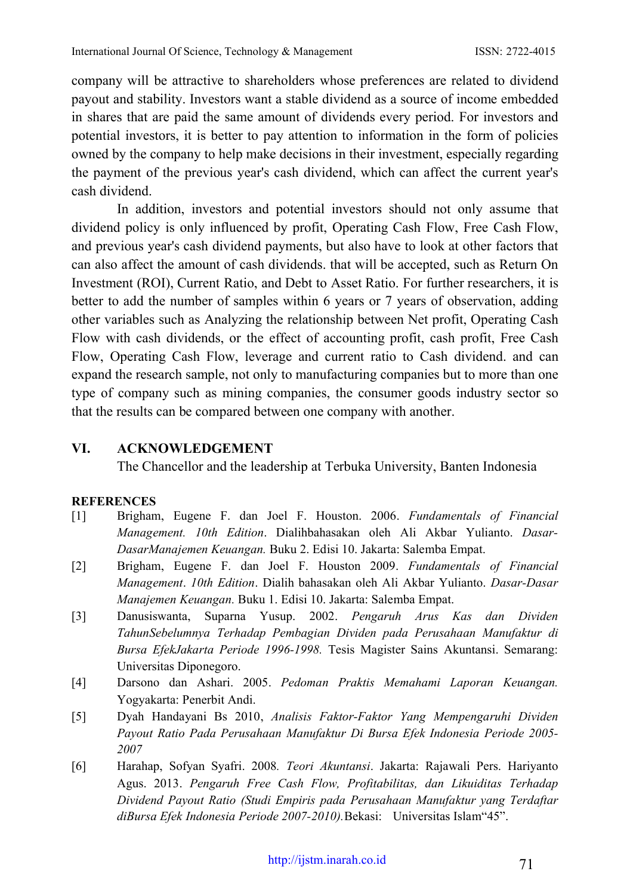company will be attractive to shareholders whose preferences are related to dividend payout and stability. Investors want a stable dividend as a source of income embedded in shares that are paid the same amount of dividends every period. For investors and potential investors, it is better to pay attention to information in the form of policies owned by the company to help make decisions in their investment, especially regarding the payment of the previous year's cash dividend, which can affect the current year's cash dividend.

In addition, investors and potential investors should not only assume that dividend policy is only influenced by profit, Operating Cash Flow, Free Cash Flow, and previous year's cash dividend payments, but also have to look at other factors that can also affect the amount of cash dividends. that will be accepted, such as Return On Investment (ROI), Current Ratio, and Debt to Asset Ratio. For further researchers, it is better to add the number of samples within 6 years or 7 years of observation, adding other variables such as Analyzing the relationship between Net profit, Operating Cash Flow with cash dividends, or the effect of accounting profit, cash profit, Free Cash Flow, Operating Cash Flow, leverage and current ratio to Cash dividend. and can expand the research sample, not only to manufacturing companies but to more than one type of company such as mining companies, the consumer goods industry sector so that the results can be compared between one company with another.

## VI. ACKNOWLEDGEMENT

The Chancellor and the leadership at Terbuka University, Banten Indonesia

## REFERENCES

[1] Brigham, Eugene F. dan Joel F. Houston. 2006. *Fundamentals of Financial Management. 10th Edition*. Dialihbahasakan oleh Ali Akbar Yulianto. *Dasar-DasarManajemen Keuangan.* Buku 2. Edisi 10. Jakarta: Salemba Empat.

[2] Brigham, Eugene F. dan Joel F. Houston 2009. *Fundamentals of Financial Management*. *10th Edition*. Dialih bahasakan oleh Ali Akbar Yulianto. *Dasar-Dasar Manajemen Keuangan.* Buku 1. Edisi 10. Jakarta: Salemba Empat.

[3] Danusiswanta, Suparna Yusup. 2002. *Pengaruh Arus Kas dan Dividen TahunSebelumnya Terhadap Pembagian Dividen pada Perusahaan Manufaktur di Bursa EfekJakarta Periode 1996-1998.* Tesis Magister Sains Akuntansi. Semarang: Universitas Diponegoro.

[4] Darsono dan Ashari. 2005. *Pedoman Praktis Memahami Laporan Keuangan.* Yogyakarta: Penerbit Andi.

[5] Dyah Handayani Bs 2010, *Analisis Faktor-Faktor Yang Mempengaruhi Dividen Payout Ratio Pada Perusahaan Manufaktur Di Bursa Efek Indonesia Periode 2005-2007*

[6] Harahap, Sofyan Syafri. 2008. *Teori Akuntansi*. Jakarta: Rajawali Pers. Hariyanto Agus. 2013. *Pengaruh Free Cash Flow, Profitabilitas, dan Likuiditas Terhadap Dividend Payout Ratio (Studi Empiris pada Perusahaan Manufaktur yang Terdaftar diBursa Efek Indonesia Periode 2007-2010).*Bekasi: Universitas Islam"45".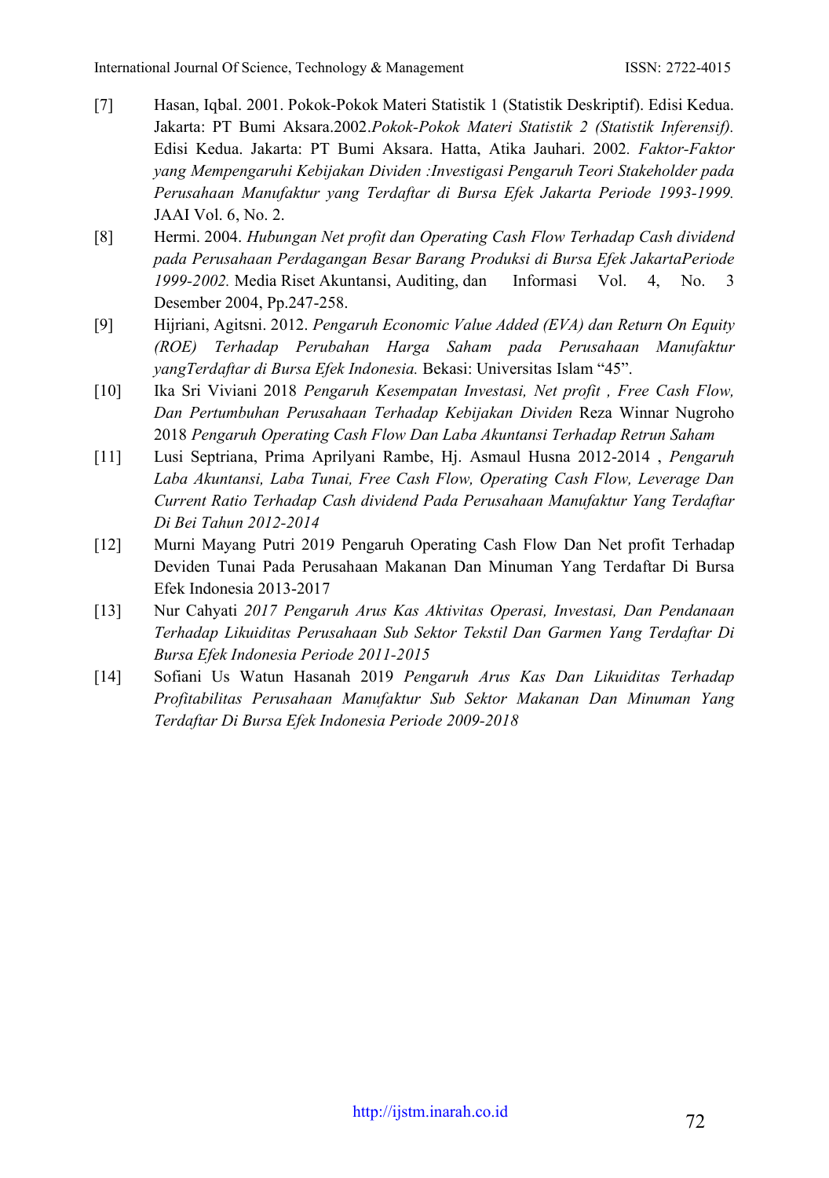[7] Hasan, Iqbal. 2001. Pokok-Pokok Materi Statistik 1 (Statistik Deskriptif). Edisi Kedua. Jakarta: PT Bumi Aksara.2002.*Pokok-Pokok Materi Statistik 2 (Statistik Inferensif).* Edisi Kedua. Jakarta: PT Bumi Aksara. Hatta, Atika Jauhari. 2002*. Faktor-Faktor yang Mempengaruhi Kebijakan Dividen :Investigasi Pengaruh Teori Stakeholder pada Perusahaan Manufaktur yang Terdaftar di Bursa Efek Jakarta Periode 1993-1999.* JAAI Vol. 6, No. 2.

[8] Hermi. 2004. *Hubungan Net profit dan Operating Cash Flow Terhadap Cash dividend pada Perusahaan Perdagangan Besar Barang Produksi di Bursa Efek JakartaPeriode 1999-2002.* Media Riset Akuntansi, Auditing, dan Informasi Vol. 4, No. 3 Desember 2004, Pp.247-258.

[9] Hijriani, Agitsni. 2012. *Pengaruh Economic Value Added (EVA) dan Return On Equity (ROE) Terhadap Perubahan Harga Saham pada Perusahaan Manufaktur yangTerdaftar di Bursa Efek Indonesia.* Bekasi: Universitas Islam "45".

[10] Ika Sri Viviani 2018 *Pengaruh Kesempatan Investasi, Net profit , Free Cash Flow, Dan Pertumbuhan Perusahaan Terhadap Kebijakan Dividen* Reza Winnar Nugroho 2018 *Pengaruh Operating Cash Flow Dan Laba Akuntansi Terhadap Retrun Saham*

[11] Lusi Septriana, Prima Aprilyani Rambe, Hj. Asmaul Husna 2012-2014 , *Pengaruh Laba Akuntansi, Laba Tunai, Free Cash Flow, Operating Cash Flow, Leverage Dan Current Ratio Terhadap Cash dividend Pada Perusahaan Manufaktur Yang Terdaftar Di Bei Tahun 2012-2014*

[12] Murni Mayang Putri 2019 Pengaruh Operating Cash Flow Dan Net profit Terhadap Deviden Tunai Pada Perusahaan Makanan Dan Minuman Yang Terdaftar Di Bursa Efek Indonesia 2013-2017

[13] Nur Cahyati *2017 Pengaruh Arus Kas Aktivitas Operasi, Investasi, Dan Pendanaan Terhadap Likuiditas Perusahaan Sub Sektor Tekstil Dan Garmen Yang Terdaftar Di Bursa Efek Indonesia Periode 2011-2015*

[14] Sofiani Us Watun Hasanah 2019 *Pengaruh Arus Kas Dan Likuiditas Terhadap Profitabilitas Perusahaan Manufaktur Sub Sektor Makanan Dan Minuman Yang Terdaftar Di Bursa Efek Indonesia Periode 2009-2018*